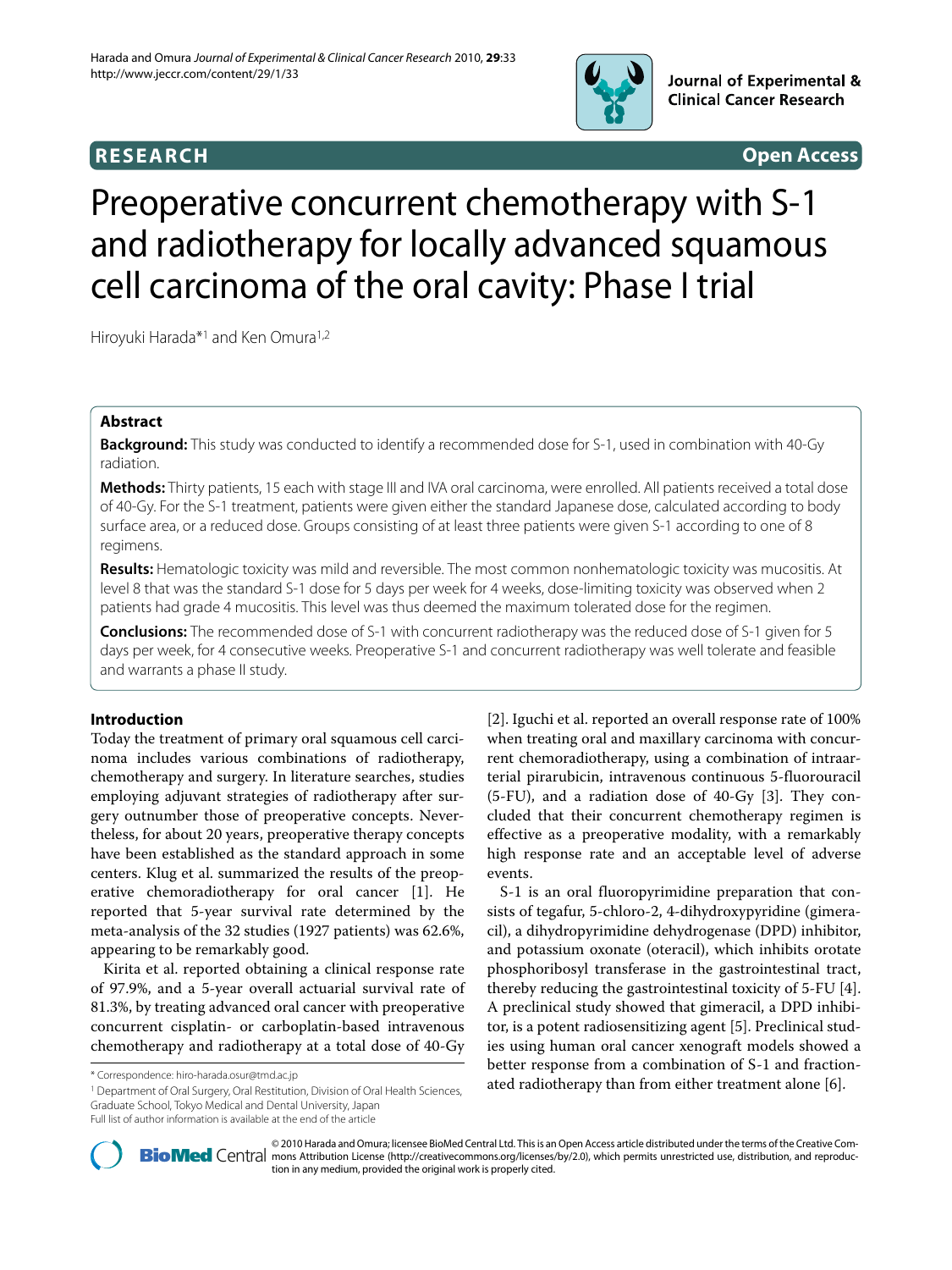**RESEARCH** **Open Access**

# Preoperative concurrent chemotherapy with S-1 and radiotherapy for locally advanced squamous cell carcinoma of the oral cavity: Phase I trial

Hiroyuki Harada*[1] and Ken Omura[1,2]

## Abstract

**Background:** This study was conducted to identify a recommended dose for S-1, used in combination with 40-Gy radiation.

**Methods:** Thirty patients, 15 each with stage III and IVA oral carcinoma, were enrolled. All patients received a total dose of 40-Gy. For the S-1 treatment, patients were given either the standard Japanese dose, calculated according to body surface area, or a reduced dose. Groups consisting of at least three patients were given S-1 according to one of 8 regimens.

**Results:** Hematologic toxicity was mild and reversible. The most common nonhematologic toxicity was mucositis. At level 8 that was the standard S-1 dose for 5 days per week for 4 weeks, dose-limiting toxicity was observed when 2 patients had grade 4 mucositis. This level was thus deemed the maximum tolerated dose for the regimen.

**Conclusions:** The recommended dose of S-1 with concurrent radiotherapy was the reduced dose of S-1 given for 5 days per week, for 4 consecutive weeks. Preoperative S-1 and concurrent radiotherapy was well tolerate and feasible and warrants a phase II study.

## Introduction

Today the treatment of primary oral squamous cell carcinoma includes various combinations of radiotherapy, chemotherapy and surgery. In literature searches, studies employing adjuvant strategies of radiotherapy after surgery outnumber those of preoperative concepts. Nevertheless, for about 20 years, preoperative therapy concepts have been established as the standard approach in some centers. Klug et al. summarized the results of the preoperative chemoradiotherapy for oral cancer [1]. He reported that 5-year survival rate determined by the meta-analysis of the 32 studies (1927 patients) was 62.6%, appearing to be remarkably good.

Kirita et al. reported obtaining a clinical response rate of 97.9%, and a 5-year overall actuarial survival rate of 81.3%, by treating advanced oral cancer with preoperative concurrent cisplatin- or carboplatin-based intravenous chemotherapy and radiotherapy at a total dose of 40-Gy [2]. Iguchi et al. reported an overall response rate of 100% when treating oral and maxillary carcinoma with concurrent chemoradiotherapy, using a combination of intraarterial pirarubicin, intravenous continuous 5-fluorouracil (5-FU), and a radiation dose of 40-Gy [3]. They concluded that their concurrent chemotherapy regimen is effective as a preoperative modality, with a remarkably high response rate and an acceptable level of adverse events.

S-1 is an oral fluoropyrimidine preparation that consists of tegafur, 5-chloro-2, 4-dihydroxypyridine (gimeracil), a dihydropyrimidine dehydrogenase (DPD) inhibitor, and potassium oxonate (oteracil), which inhibits orotate phosphoribosyl transferase in the gastrointestinal tract, thereby reducing the gastrointestinal toxicity of 5-FU [4]. A preclinical study showed that gimeracil, a DPD inhibitor, is a potent radiosensitizing agent [5]. Preclinical studies using human oral cancer xenograft models showed a better response from a combination of S-1 and fractionated radiotherapy than from either treatment alone [6].

* Correspondence: hiro-harada.osur@tmd.ac.jp

[1] Department of Oral Surgery, Oral Restitution, Division of Oral Health Sciences, Graduate School, Tokyo Medical and Dental University, Japan

Full list of author information is available at the end of the article

© 2010 Harada and Omura; licensee BioMed Central Ltd. This is an Open Access article distributed under the terms of the Creative Commons Attribution License (http://creativecommons.org/licenses/by/2.0), which permits unrestricted use, distribution, and reproduction in any medium, provided the original work is properly cited.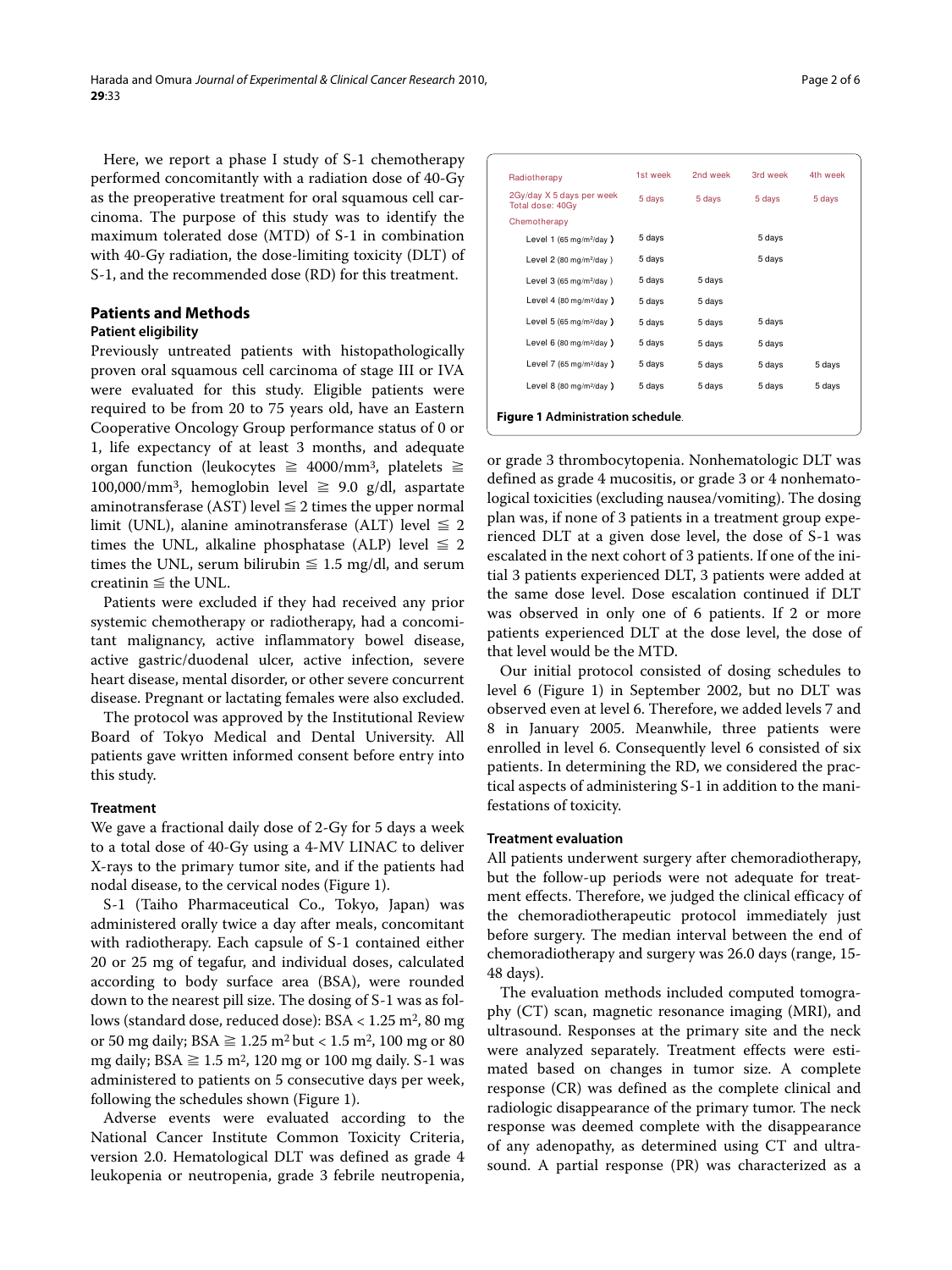Here, we report a phase I study of S-1 chemotherapy performed concomitantly with a radiation dose of 40-Gy as the preoperative treatment for oral squamous cell carcinoma. The purpose of this study was to identify the maximum tolerated dose (MTD) of S-1 in combination with 40-Gy radiation, the dose-limiting toxicity (DLT) of S-1, and the recommended dose (RD) for this treatment.

## Patients and Methods

### Patient eligibility

Previously untreated patients with histopathologically proven oral squamous cell carcinoma of stage III or IVA were evaluated for this study. Eligible patients were required to be from 20 to 75 years old, have an Eastern Cooperative Oncology Group performance status of 0 or 1, life expectancy of at least 3 months, and adequate organ function (leukocytes ≧ 4000/mm³, platelets ≧ 100,000/mm³, hemoglobin level ≧ 9.0 g/dl, aspartate aminotransferase (AST) level ≦ 2 times the upper normal limit (UNL), alanine aminotransferase (ALT) level ≦ 2 times the UNL, alkaline phosphatase (ALP) level ≦ 2 times the UNL, serum bilirubin ≦ 1.5 mg/dl, and serum creatinin ≦ the UNL.

Patients were excluded if they had received any prior systemic chemotherapy or radiotherapy, had a concomitant malignancy, active inflammatory bowel disease, active gastric/duodenal ulcer, active infection, severe heart disease, mental disorder, or other severe concurrent disease. Pregnant or lactating females were also excluded.

The protocol was approved by the Institutional Review Board of Tokyo Medical and Dental University. All patients gave written informed consent before entry into this study.

### Treatment

We gave a fractional daily dose of 2-Gy for 5 days a week to a total dose of 40-Gy using a 4-MV LINAC to deliver X-rays to the primary tumor site, and if the patients had nodal disease, to the cervical nodes (Figure 1).

S-1 (Taiho Pharmaceutical Co., Tokyo, Japan) was administered orally twice a day after meals, concomitant with radiotherapy. Each capsule of S-1 contained either 20 or 25 mg of tegafur, and individual doses, calculated according to body surface area (BSA), were rounded down to the nearest pill size. The dosing of S-1 was as follows (standard dose, reduced dose): BSA < 1.25 m², 80 mg or 50 mg daily; BSA ≧ 1.25 m² but < 1.5 m², 100 mg or 80 mg daily; BSA ≧ 1.5 m², 120 mg or 100 mg daily. S-1 was administered to patients on 5 consecutive days per week, following the schedules shown (Figure 1).

Adverse events were evaluated according to the National Cancer Institute Common Toxicity Criteria, version 2.0. Hematological DLT was defined as grade 4 leukopenia or neutropenia, grade 3 febrile neutropenia, or grade 3 thrombocytopenia. Nonhematologic DLT was defined as grade 4 mucositis, or grade 3 or 4 nonhematological toxicities (excluding nausea/vomiting). The dosing plan was, if none of 3 patients in a treatment group experienced DLT at a given dose level, the dose of S-1 was escalated in the next cohort of 3 patients. If one of the initial 3 patients experienced DLT, 3 patients were added at the same dose level. Dose escalation continued if DLT was observed in only one of 6 patients. If 2 or more patients experienced DLT at the dose level, the dose of that level would be the MTD.

Our initial protocol consisted of dosing schedules to level 6 (Figure 1) in September 2002, but no DLT was observed even at level 6. Therefore, we added levels 7 and 8 in January 2005. Meanwhile, three patients were enrolled in level 6. Consequently level 6 consisted of six patients. In determining the RD, we considered the practical aspects of administering S-1 in addition to the manifestations of toxicity.

| Radiotherapy | 1st week | 2nd week | 3rd week | 4th week |
|---|---|---|---|---|
| 2Gy/day X 5 days per week Total dose: 40Gy | 5 days | 5 days | 5 days | 5 days |
| Chemotherapy | | | | |
| Level 1 (65 mg/m²/day) | 5 days | | 5 days | |
| Level 2 (80 mg/m²/day) | 5 days | | 5 days | |
| Level 3 (65 mg/m²/day) | 5 days | 5 days | | |
| Level 4 (80 mg/m²/day) | 5 days | 5 days | | |
| Level 5 (65 mg/m²/day) | 5 days | 5 days | 5 days | |
| Level 6 (80 mg/m²/day) | 5 days | 5 days | 5 days | |
| Level 7 (65 mg/m²/day) | 5 days | 5 days | 5 days | 5 days |
| Level 8 (80 mg/m²/day) | 5 days | 5 days | 5 days | 5 days |

**Figure 1 Administration schedule**.

### Treatment evaluation

All patients underwent surgery after chemoradiotherapy, but the follow-up periods were not adequate for treatment effects. Therefore, we judged the clinical efficacy of the chemoradiotherapeutic protocol immediately just before surgery. The median interval between the end of chemoradiotherapy and surgery was 26.0 days (range, 15-48 days).

The evaluation methods included computed tomography (CT) scan, magnetic resonance imaging (MRI), and ultrasound. Responses at the primary site and the neck were analyzed separately. Treatment effects were estimated based on changes in tumor size. A complete response (CR) was defined as the complete clinical and radiologic disappearance of the primary tumor. The neck response was deemed complete with the disappearance of any adenopathy, as determined using CT and ultrasound. A partial response (PR) was characterized as a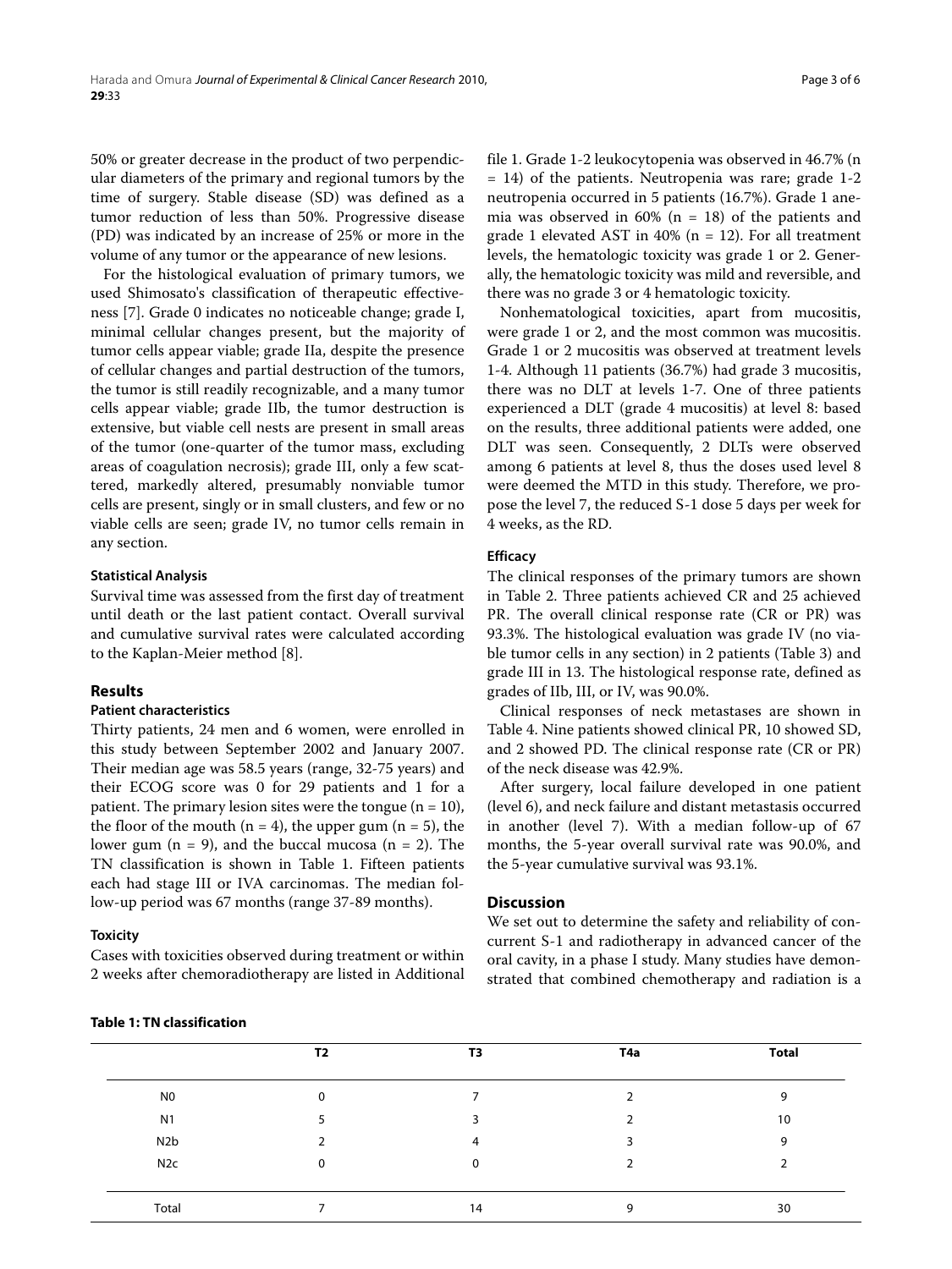50% or greater decrease in the product of two perpendicular diameters of the primary and regional tumors by the time of surgery. Stable disease (SD) was defined as a tumor reduction of less than 50%. Progressive disease (PD) was indicated by an increase of 25% or more in the volume of any tumor or the appearance of new lesions.

For the histological evaluation of primary tumors, we used Shimosato's classification of therapeutic effectiveness [7]. Grade 0 indicates no noticeable change; grade I, minimal cellular changes present, but the majority of tumor cells appear viable; grade IIa, despite the presence of cellular changes and partial destruction of the tumors, the tumor is still readily recognizable, and a many tumor cells appear viable; grade IIb, the tumor destruction is extensive, but viable cell nests are present in small areas of the tumor (one-quarter of the tumor mass, excluding areas of coagulation necrosis); grade III, only a few scattered, markedly altered, presumably nonviable tumor cells are present, singly or in small clusters, and few or no viable cells are seen; grade IV, no tumor cells remain in any section.

### Statistical Analysis

Survival time was assessed from the first day of treatment until death or the last patient contact. Overall survival and cumulative survival rates were calculated according to the Kaplan-Meier method [8].

## Results

### Patient characteristics

Thirty patients, 24 men and 6 women, were enrolled in this study between September 2002 and January 2007. Their median age was 58.5 years (range, 32-75 years) and their ECOG score was 0 for 29 patients and 1 for a patient. The primary lesion sites were the tongue (n = 10), the floor of the mouth (n = 4), the upper gum (n = 5), the lower gum (n = 9), and the buccal mucosa (n = 2). The TN classification is shown in Table 1. Fifteen patients each had stage III or IVA carcinomas. The median follow-up period was 67 months (range 37-89 months).

### Toxicity

Cases with toxicities observed during treatment or within 2 weeks after chemoradiotherapy are listed in Additional file 1. Grade 1-2 leukocytopenia was observed in 46.7% (n = 14) of the patients. Neutropenia was rare; grade 1-2 neutropenia occurred in 5 patients (16.7%). Grade 1 anemia was observed in 60% (n = 18) of the patients and grade 1 elevated AST in 40% (n = 12). For all treatment levels, the hematologic toxicity was grade 1 or 2. Generally, the hematologic toxicity was mild and reversible, and there was no grade 3 or 4 hematologic toxicity.

Nonhematological toxicities, apart from mucositis, were grade 1 or 2, and the most common was mucositis. Grade 1 or 2 mucositis was observed at treatment levels 1-4. Although 11 patients (36.7%) had grade 3 mucositis, there was no DLT at levels 1-7. One of three patients experienced a DLT (grade 4 mucositis) at level 8: based on the results, three additional patients were added, one DLT was seen. Consequently, 2 DLTs were observed among 6 patients at level 8, thus the doses used level 8 were deemed the MTD in this study. Therefore, we propose the level 7, the reduced S-1 dose 5 days per week for 4 weeks, as the RD.

### Efficacy

The clinical responses of the primary tumors are shown in Table 2. Three patients achieved CR and 25 achieved PR. The overall clinical response rate (CR or PR) was 93.3%. The histological evaluation was grade IV (no viable tumor cells in any section) in 2 patients (Table 3) and grade III in 13. The histological response rate, defined as grades of IIb, III, or IV, was 90.0%.

Clinical responses of neck metastases are shown in Table 4. Nine patients showed clinical PR, 10 showed SD, and 2 showed PD. The clinical response rate (CR or PR) of the neck disease was 42.9%.

After surgery, local failure developed in one patient (level 6), and neck failure and distant metastasis occurred in another (level 7). With a median follow-up of 67 months, the 5-year overall survival rate was 90.0%, and the 5-year cumulative survival was 93.1%.

## Discussion

We set out to determine the safety and reliability of concurrent S-1 and radiotherapy in advanced cancer of the oral cavity, in a phase I study. Many studies have demonstrated that combined chemotherapy and radiation is a

**Table 1: TN classification**

| | T2 | T3 | T4a | Total |
|---|---|---|---|---|
| N0 | 0 | 7 | 2 | 9 |
| N1 | 5 | 3 | 2 | 10 |
| N2b | 2 | 4 | 3 | 9 |
| N2c | 0 | 0 | 2 | 2 |
| Total | 7 | 14 | 9 | 30 |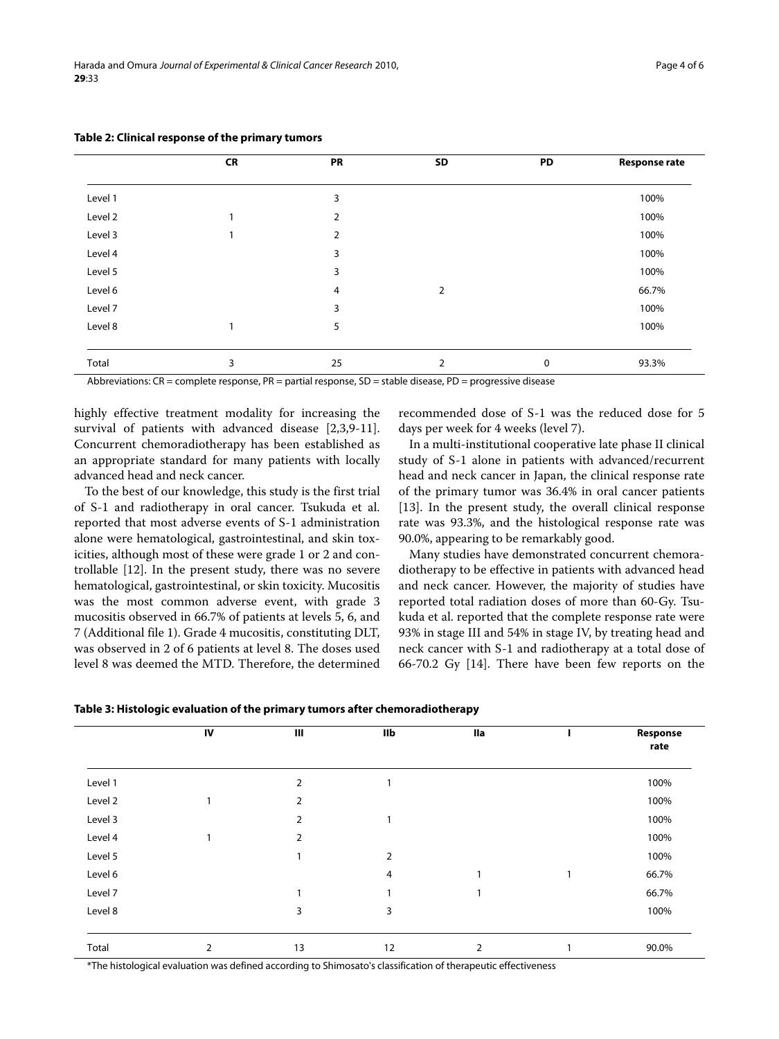**Table 2: Clinical response of the primary tumors**

| | CR | PR | SD | PD | Response rate |
|---|---|---|---|---|---|
| Level 1 | | 3 | | | 100% |
| Level 2 | 1 | 2 | | | 100% |
| Level 3 | 1 | 2 | | | 100% |
| Level 4 | | 3 | | | 100% |
| Level 5 | | 3 | | | 100% |
| Level 6 | | 4 | 2 | | 66.7% |
| Level 7 | | 3 | | | 100% |
| Level 8 | 1 | 5 | | | 100% |
| Total | 3 | 25 | 2 | 0 | 93.3% |

Abbreviations: CR = complete response, PR = partial response, SD = stable disease, PD = progressive disease

highly effective treatment modality for increasing the survival of patients with advanced disease [2,3,9-11]. Concurrent chemoradiotherapy has been established as an appropriate standard for many patients with locally advanced head and neck cancer.

To the best of our knowledge, this study is the first trial of S-1 and radiotherapy in oral cancer. Tsukuda et al. reported that most adverse events of S-1 administration alone were hematological, gastrointestinal, and skin toxicities, although most of these were grade 1 or 2 and controllable [12]. In the present study, there was no severe hematological, gastrointestinal, or skin toxicity. Mucositis was the most common adverse event, with grade 3 mucositis observed in 66.7% of patients at levels 5, 6, and 7 (Additional file 1). Grade 4 mucositis, constituting DLT, was observed in 2 of 6 patients at level 8. The doses used level 8 was deemed the MTD. Therefore, the determined recommended dose of S-1 was the reduced dose for 5 days per week for 4 weeks (level 7).

In a multi-institutional cooperative late phase II clinical study of S-1 alone in patients with advanced/recurrent head and neck cancer in Japan, the clinical response rate of the primary tumor was 36.4% in oral cancer patients [13]. In the present study, the overall clinical response rate was 93.3%, and the histological response rate was 90.0%, appearing to be remarkably good.

Many studies have demonstrated concurrent chemoradiotherapy to be effective in patients with advanced head and neck cancer. However, the majority of studies have reported total radiation doses of more than 60-Gy. Tsukuda et al. reported that the complete response rate were 93% in stage III and 54% in stage IV, by treating head and neck cancer with S-1 and radiotherapy at a total dose of 66-70.2 Gy [14]. There have been few reports on the

**Table 3: Histologic evaluation of the primary tumors after chemoradiotherapy**

| | IV | III | IIb | IIa | I | Response rate |
|---|---|---|---|---|---|---|
| Level 1 | | 2 | 1 | | | 100% |
| Level 2 | 1 | 2 | | | | 100% |
| Level 3 | | 2 | 1 | | | 100% |
| Level 4 | 1 | 2 | | | | 100% |
| Level 5 | | 1 | 2 | | | 100% |
| Level 6 | | | 4 | 1 | 1 | 66.7% |
| Level 7 | | 1 | 1 | 1 | | 66.7% |
| Level 8 | | 3 | 3 | | | 100% |
| Total | 2 | 13 | 12 | 2 | 1 | 90.0% |

*The histological evaluation was defined according to Shimosato's classification of therapeutic effectiveness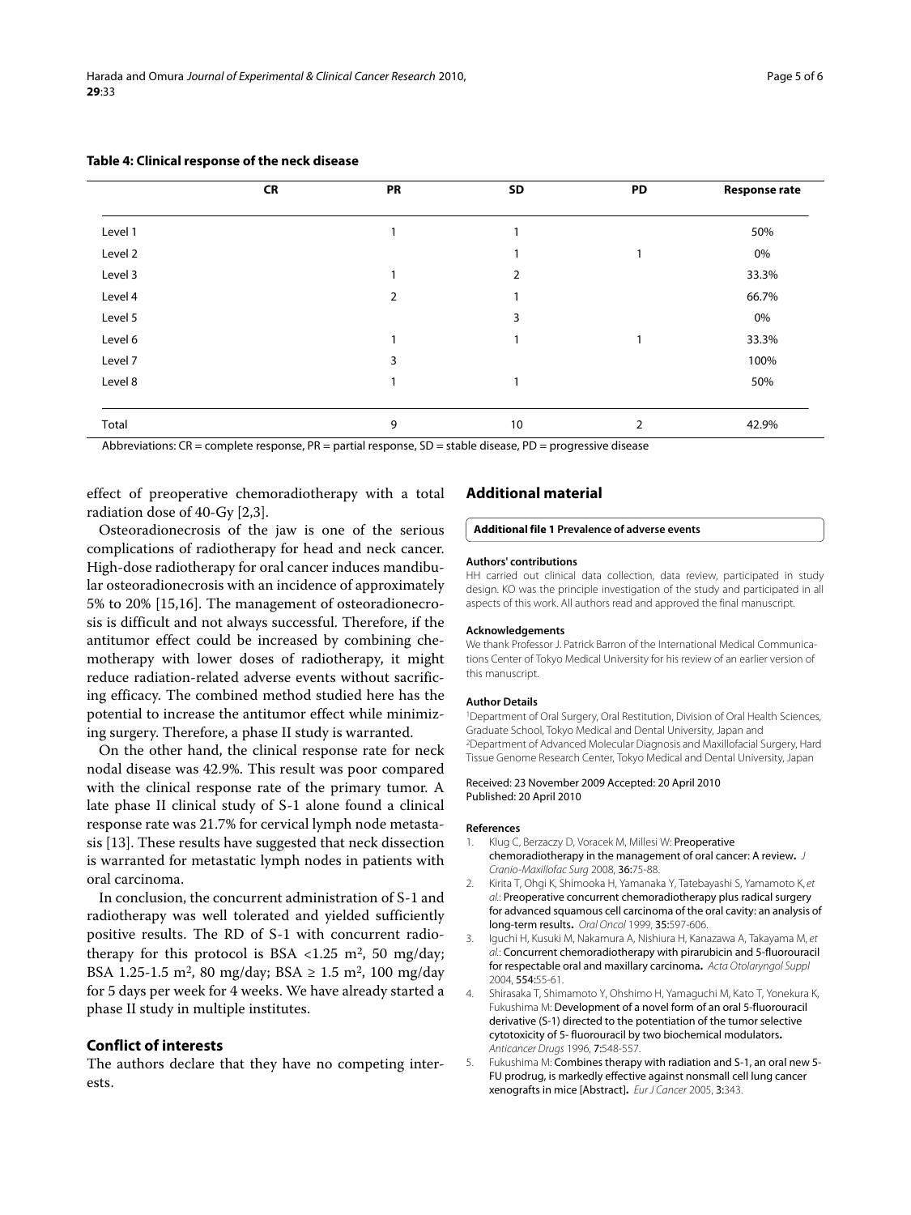**Table 4: Clinical response of the neck disease**

| | CR | PR | SD | PD | Response rate |
|---|---|---|---|---|---|
| Level 1 | | 1 | 1 | | 50% |
| Level 2 | | | 1 | 1 | 0% |
| Level 3 | | 1 | 2 | | 33.3% |
| Level 4 | | 2 | 1 | | 66.7% |
| Level 5 | | | 3 | | 0% |
| Level 6 | | 1 | 1 | 1 | 33.3% |
| Level 7 | | 3 | | | 100% |
| Level 8 | | 1 | 1 | | 50% |
| Total | | 9 | 10 | 2 | 42.9% |

Abbreviations: CR = complete response, PR = partial response, SD = stable disease, PD = progressive disease

effect of preoperative chemoradiotherapy with a total radiation dose of 40-Gy [2,3].

Osteoradionecrosis of the jaw is one of the serious complications of radiotherapy for head and neck cancer. High-dose radiotherapy for oral cancer induces mandibular osteoradionecrosis with an incidence of approximately 5% to 20% [15,16]. The management of osteoradionecrosis is difficult and not always successful. Therefore, if the antitumor effect could be increased by combining chemotherapy with lower doses of radiotherapy, it might reduce radiation-related adverse events without sacrificing efficacy. The combined method studied here has the potential to increase the antitumor effect while minimizing surgery. Therefore, a phase II study is warranted.

On the other hand, the clinical response rate for neck nodal disease was 42.9%. This result was poor compared with the clinical response rate of the primary tumor. A late phase II clinical study of S-1 alone found a clinical response rate was 21.7% for cervical lymph node metastasis [13]. These results have suggested that neck dissection is warranted for metastatic lymph nodes in patients with oral carcinoma.

In conclusion, the concurrent administration of S-1 and radiotherapy was well tolerated and yielded sufficiently positive results. The RD of S-1 with concurrent radiotherapy for this protocol is BSA <1.25 $m^2$, 50 mg/day; BSA 1.25-1.5 $m^2$, 80 mg/day; BSA ≥ 1.5 $m^2$, 100 mg/day for 5 days per week for 4 weeks. We have already started a phase II study in multiple institutes.

## Conflict of interests

The authors declare that they have no competing interests.

## Additional material

**Additional file 1 Prevalence of adverse events**

#### Authors' contributions

HH carried out clinical data collection, data review, participated in study design. KO was the principle investigation of the study and participated in all aspects of this work. All authors read and approved the final manuscript.

#### Acknowledgements

We thank Professor J. Patrick Barron of the International Medical Communications Center of Tokyo Medical University for his review of an earlier version of this manuscript.

#### Author Details

[1]Department of Oral Surgery, Oral Restitution, Division of Oral Health Sciences, Graduate School, Tokyo Medical and Dental University, Japan and [2]Department of Advanced Molecular Diagnosis and Maxillofacial Surgery, Hard Tissue Genome Research Center, Tokyo Medical and Dental University, Japan

Received: 23 November 2009 Accepted: 20 April 2010
Published: 20 April 2010

#### References

1. Klug C, Berzaczy D, Voracek M, Millesi W: **Preoperative chemoradiotherapy in the management of oral cancer: A review.** *J Cranio-Maxillofac Surg* 2008, **36**:75-88.
2. Kirita T, Ohgi K, Shimooka H, Yamanaka Y, Tatebayashi S, Yamamoto K, *et al.*: **Preoperative concurrent chemoradiotherapy plus radical surgery for advanced squamous cell carcinoma of the oral cavity: an analysis of long-term results.** *Oral Oncol* 1999, **35**:597-606.
3. Iguchi H, Kusuki M, Nakamura A, Nishiura H, Kanazawa A, Takayama M, *et al.*: **Concurrent chemoradiotherapy with pirarubicin and 5-fluorouracil for respectable oral and maxillary carcinoma.** *Acta Otolaryngol Suppl* 2004, **554**:55-61.
4. Shirasaka T, Shimamoto Y, Ohshimo H, Yamaguchi M, Kato T, Yonekura K, Fukushima M: **Development of a novel form of an oral 5-fluorouracil derivative (S-1) directed to the potentiation of the tumor selective cytotoxicity of 5- fluorouracil by two biochemical modulators.** *Anticancer Drugs* 1996, **7**:548-557.
5. Fukushima M: **Combines therapy with radiation and S-1, an oral new 5-FU prodrug, is markedly effective against nonsmall cell lung cancer xenografts in mice [Abstract].** *Eur J Cancer* 2005, **3**:343.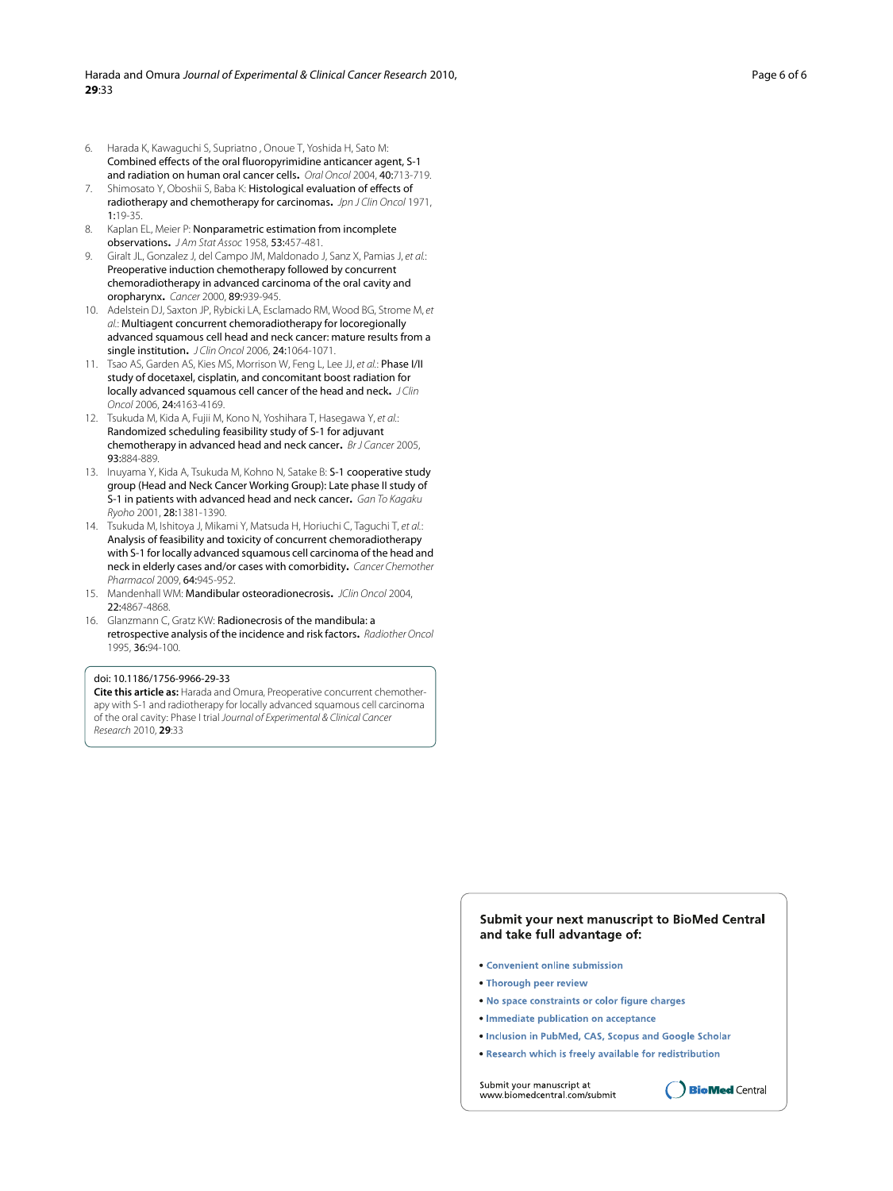6. Harada K, Kawaguchi S, Supriatno , Onoue T, Yoshida H, Sato M: **Combined effects of the oral fluoropyrimidine anticancer agent, S-1 and radiation on human oral cancer cells.** *Oral Oncol* 2004, **40:**713-719.
7. Shimosato Y, Oboshii S, Baba K: **Histological evaluation of effects of radiotherapy and chemotherapy for carcinomas.** *Jpn J Clin Oncol* 1971, **1:**19-35.
8. Kaplan EL, Meier P: **Nonparametric estimation from incomplete observations.** *J Am Stat Assoc* 1958, **53:**457-481.
9. Giralt JL, Gonzalez J, del Campo JM, Maldonado J, Sanz X, Pamias J, *et al.*: **Preoperative induction chemotherapy followed by concurrent chemoradiotherapy in advanced carcinoma of the oral cavity and oropharynx.** *Cancer* 2000, **89:**939-945.
10. Adelstein DJ, Saxton JP, Rybicki LA, Esclamado RM, Wood BG, Strome M, *et al.*: **Multiagent concurrent chemoradiotherapy for locoregionally advanced squamous cell head and neck cancer: mature results from a single institution.** *J Clin Oncol* 2006, **24:**1064-1071.
11. Tsao AS, Garden AS, Kies MS, Morrison W, Feng L, Lee JJ, *et al.*: **Phase I/II study of docetaxel, cisplatin, and concomitant boost radiation for locally advanced squamous cell cancer of the head and neck.** *J Clin Oncol* 2006, **24:**4163-4169.
12. Tsukuda M, Kida A, Fujii M, Kono N, Yoshihara T, Hasegawa Y, *et al.*: **Randomized scheduling feasibility study of S-1 for adjuvant chemotherapy in advanced head and neck cancer.** *Br J Cancer* 2005, **93:**884-889.
13. Inuyama Y, Kida A, Tsukuda M, Kohno N, Satake B: **S-1 cooperative study group (Head and Neck Cancer Working Group): Late phase II study of S-1 in patients with advanced head and neck cancer.** *Gan To Kagaku Ryoho* 2001, **28:**1381-1390.
14. Tsukuda M, Ishitoya J, Mikami Y, Matsuda H, Horiuchi C, Taguchi T, *et al.*: **Analysis of feasibility and toxicity of concurrent chemoradiotherapy with S-1 for locally advanced squamous cell carcinoma of the head and neck in elderly cases and/or cases with comorbidity.** *Cancer Chemother Pharmacol* 2009, **64:**945-952.
15. Mandenhall WM: **Mandibular osteoradionecrosis.** *JClin Oncol* 2004, **22:**4867-4868.
16. Glanzmann C, Gratz KW: **Radionecrosis of the mandibula: a retrospective analysis of the incidence and risk factors.** *Radiother Oncol* 1995, **36:**94-100.

doi: 10.1186/1756-9966-29-33

**Cite this article as:** Harada and Omura, Preoperative concurrent chemotherapy with S-1 and radiotherapy for locally advanced squamous cell carcinoma of the oral cavity: Phase I trial *Journal of Experimental & Clinical Cancer Research* 2010, **29**:33